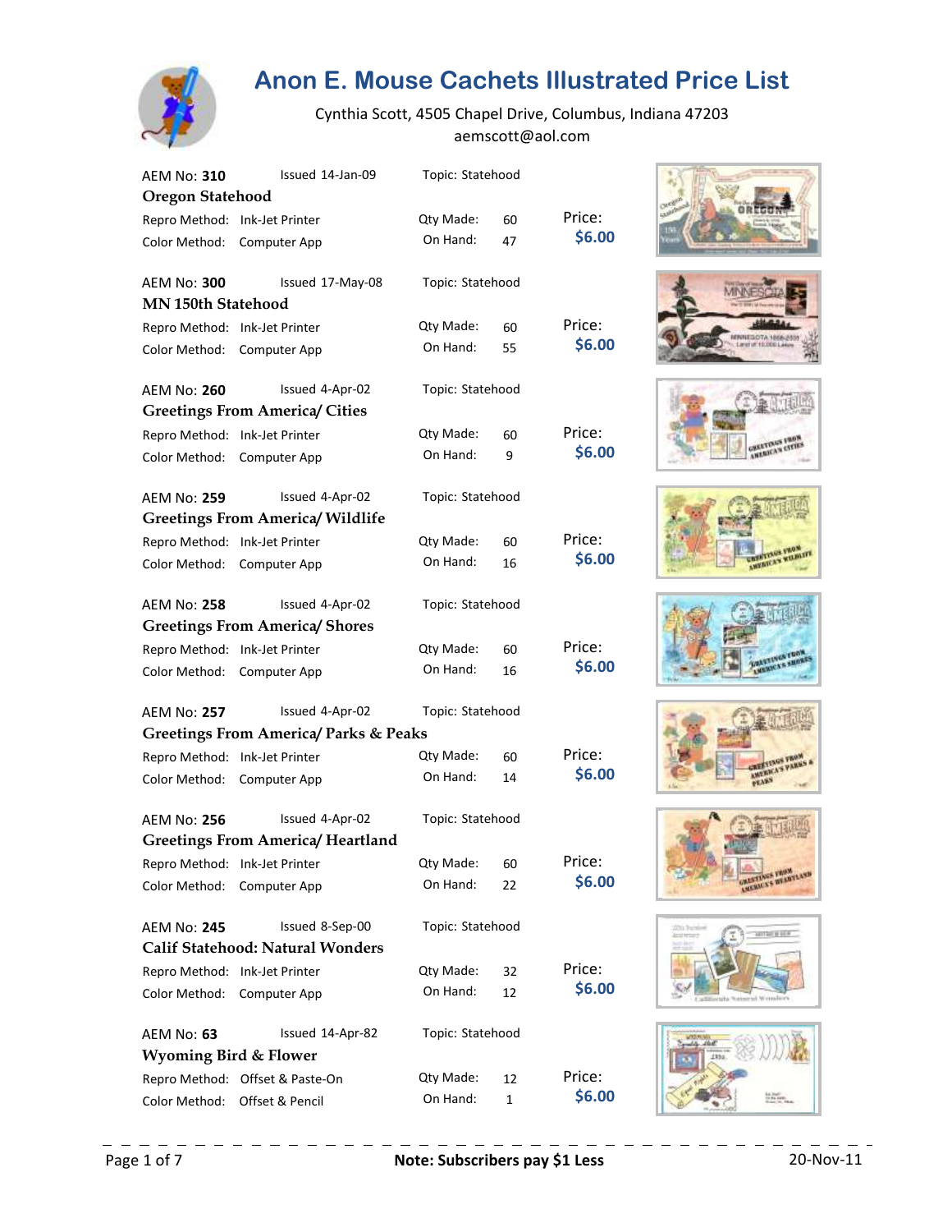# Anon E. Mouse Cachets Illustrated Price List

Cynthia Scott, 4505 Chapel Drive, Columbus, Indiana 47203
aemscott@aol.com

AEM No: **310** Issued 14-Jan-09 Topic: Statehood
**Oregon Statehood**
Repro Method: Ink-Jet Printer Qty Made: 60 Price:
Color Method: Computer App On Hand: 47 **$6.00**

AEM No: **300** Issued 17-May-08 Topic: Statehood
**MN 150th Statehood**
Repro Method: Ink-Jet Printer Qty Made: 60 Price:
Color Method: Computer App On Hand: 55 **$6.00**

AEM No: **260** Issued 4-Apr-02 Topic: Statehood
**Greetings From America/ Cities**
Repro Method: Ink-Jet Printer Qty Made: 60 Price:
Color Method: Computer App On Hand: 9 **$6.00**

AEM No: **259** Issued 4-Apr-02 Topic: Statehood
**Greetings From America/ Wildlife**
Repro Method: Ink-Jet Printer Qty Made: 60 Price:
Color Method: Computer App On Hand: 16 **$6.00**

AEM No: **258** Issued 4-Apr-02 Topic: Statehood
**Greetings From America/ Shores**
Repro Method: Ink-Jet Printer Qty Made: 60 Price:
Color Method: Computer App On Hand: 16 **$6.00**

AEM No: **257** Issued 4-Apr-02 Topic: Statehood
**Greetings From America/ Parks & Peaks**
Repro Method: Ink-Jet Printer Qty Made: 60 Price:
Color Method: Computer App On Hand: 14 **$6.00**

AEM No: **256** Issued 4-Apr-02 Topic: Statehood
**Greetings From America/ Heartland**
Repro Method: Ink-Jet Printer Qty Made: 60 Price:
Color Method: Computer App On Hand: 22 **$6.00**

AEM No: **245** Issued 8-Sep-00 Topic: Statehood
**Calif Statehood: Natural Wonders**
Repro Method: Ink-Jet Printer Qty Made: 32 Price:
Color Method: Computer App On Hand: 12 **$6.00**

AEM No: **63** Issued 14-Apr-82 Topic: Statehood
**Wyoming Bird & Flower**
Repro Method: Offset & Paste-On Qty Made: 12 Price:
Color Method: Offset & Pencil On Hand: 1 **$6.00**

**Note: Subscribers pay $1 Less**

20-Nov-11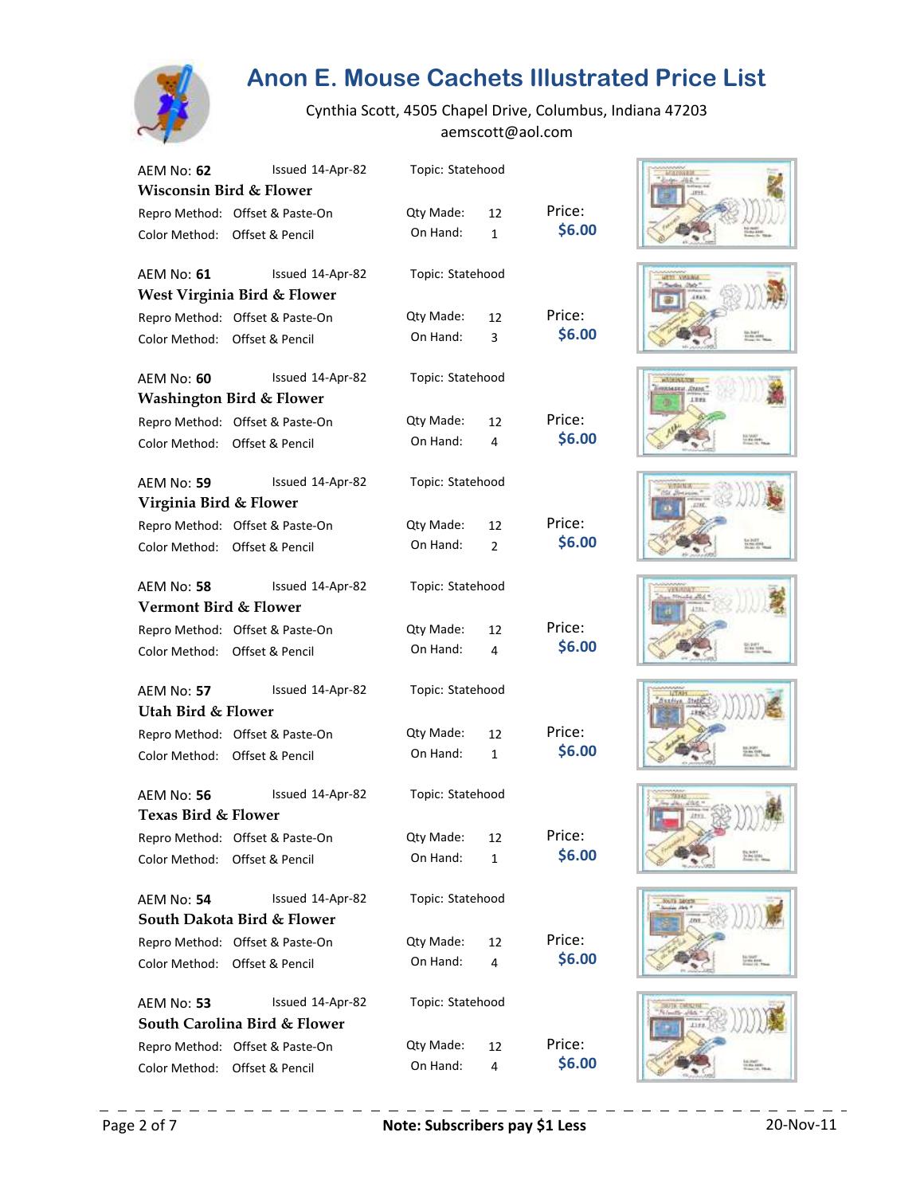# Anon E. Mouse Cachets Illustrated Price List

Cynthia Scott, 4505 Chapel Drive, Columbus, Indiana 47203
aemscott@aol.com

AEM No: **62** Issued 14-Apr-82 Topic: Statehood
**Wisconsin Bird & Flower**
Repro Method: Offset & Paste-On Qty Made: 12
Color Method: Offset & Pencil On Hand: 1
Price: **$6.00**

AEM No: **61** Issued 14-Apr-82 Topic: Statehood
**West Virginia Bird & Flower**
Repro Method: Offset & Paste-On Qty Made: 12
Color Method: Offset & Pencil On Hand: 3
Price: **$6.00**

AEM No: **60** Issued 14-Apr-82 Topic: Statehood
**Washington Bird & Flower**
Repro Method: Offset & Paste-On Qty Made: 12
Color Method: Offset & Pencil On Hand: 4
Price: **$6.00**

AEM No: **59** Issued 14-Apr-82 Topic: Statehood
**Virginia Bird & Flower**
Repro Method: Offset & Paste-On Qty Made: 12
Color Method: Offset & Pencil On Hand: 2
Price: **$6.00**

AEM No: **58** Issued 14-Apr-82 Topic: Statehood
**Vermont Bird & Flower**
Repro Method: Offset & Paste-On Qty Made: 12
Color Method: Offset & Pencil On Hand: 4
Price: **$6.00**

AEM No: **57** Issued 14-Apr-82 Topic: Statehood
**Utah Bird & Flower**
Repro Method: Offset & Paste-On Qty Made: 12
Color Method: Offset & Pencil On Hand: 1
Price: **$6.00**

AEM No: **56** Issued 14-Apr-82 Topic: Statehood
**Texas Bird & Flower**
Repro Method: Offset & Paste-On Qty Made: 12
Color Method: Offset & Pencil On Hand: 1
Price: **$6.00**

AEM No: **54** Issued 14-Apr-82 Topic: Statehood
**South Dakota Bird & Flower**
Repro Method: Offset & Paste-On Qty Made: 12
Color Method: Offset & Pencil On Hand: 4
Price: **$6.00**

AEM No: **53** Issued 14-Apr-82 Topic: Statehood
**South Carolina Bird & Flower**
Repro Method: Offset & Paste-On Qty Made: 12
Color Method: Offset & Pencil On Hand: 4
Price: **$6.00**

**Note: Subscribers pay $1 Less**

20-Nov-11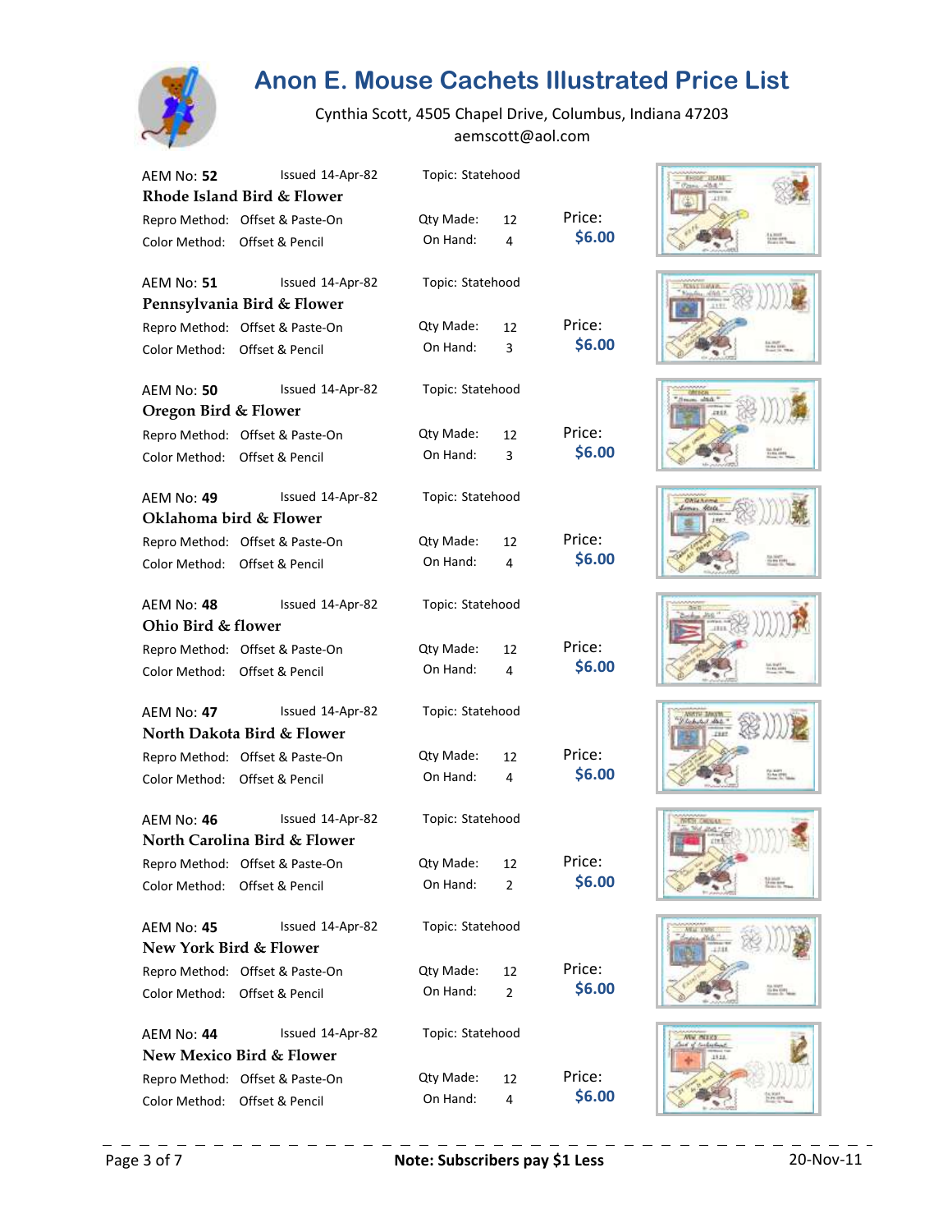# Anon E. Mouse Cachets Illustrated Price List

Cynthia Scott, 4505 Chapel Drive, Columbus, Indiana 47203
aemscott@aol.com

AEM No: **52** Issued 14-Apr-82 Topic: Statehood
**Rhode Island Bird & Flower**
Repro Method: Offset & Paste-On Qty Made: 12
Color Method: Offset & Pencil On Hand: 4
Price: **$6.00**

AEM No: **51** Issued 14-Apr-82 Topic: Statehood
**Pennsylvania Bird & Flower**
Repro Method: Offset & Paste-On Qty Made: 12
Color Method: Offset & Pencil On Hand: 3
Price: **$6.00**

AEM No: **50** Issued 14-Apr-82 Topic: Statehood
**Oregon Bird & Flower**
Repro Method: Offset & Paste-On Qty Made: 12
Color Method: Offset & Pencil On Hand: 3
Price: **$6.00**

AEM No: **49** Issued 14-Apr-82 Topic: Statehood
**Oklahoma bird & Flower**
Repro Method: Offset & Paste-On Qty Made: 12
Color Method: Offset & Pencil On Hand: 4
Price: **$6.00**

AEM No: **48** Issued 14-Apr-82 Topic: Statehood
**Ohio Bird & flower**
Repro Method: Offset & Paste-On Qty Made: 12
Color Method: Offset & Pencil On Hand: 4
Price: **$6.00**

AEM No: **47** Issued 14-Apr-82 Topic: Statehood
**North Dakota Bird & Flower**
Repro Method: Offset & Paste-On Qty Made: 12
Color Method: Offset & Pencil On Hand: 4
Price: **$6.00**

AEM No: **46** Issued 14-Apr-82 Topic: Statehood
**North Carolina Bird & Flower**
Repro Method: Offset & Paste-On Qty Made: 12
Color Method: Offset & Pencil On Hand: 2
Price: **$6.00**

AEM No: **45** Issued 14-Apr-82 Topic: Statehood
**New York Bird & Flower**
Repro Method: Offset & Paste-On Qty Made: 12
Color Method: Offset & Pencil On Hand: 2
Price: **$6.00**

AEM No: **44** Issued 14-Apr-82 Topic: Statehood
**New Mexico Bird & Flower**
Repro Method: Offset & Paste-On Qty Made: 12
Color Method: Offset & Pencil On Hand: 4
Price: **$6.00**

**Note: Subscribers pay $1 Less**

20-Nov-11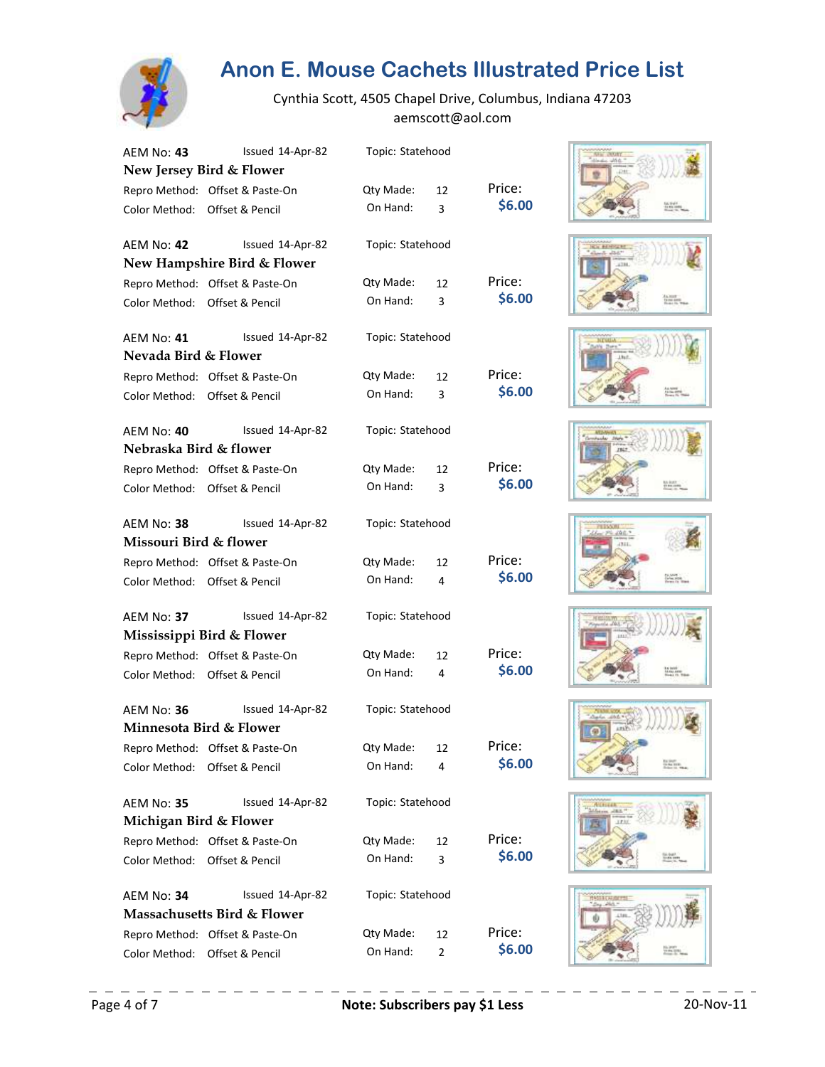# Anon E. Mouse Cachets Illustrated Price List

Cynthia Scott, 4505 Chapel Drive, Columbus, Indiana 47203
aemscott@aol.com

AEM No: **43** Issued 14-Apr-82 Topic: Statehood
**New Jersey Bird & Flower**
Repro Method: Offset & Paste-On Qty Made: 12 Price:
Color Method: Offset & Pencil On Hand: 3 **$6.00**

AEM No: **42** Issued 14-Apr-82 Topic: Statehood
**New Hampshire Bird & Flower**
Repro Method: Offset & Paste-On Qty Made: 12 Price:
Color Method: Offset & Pencil On Hand: 3 **$6.00**

AEM No: **41** Issued 14-Apr-82 Topic: Statehood
**Nevada Bird & Flower**
Repro Method: Offset & Paste-On Qty Made: 12 Price:
Color Method: Offset & Pencil On Hand: 3 **$6.00**

AEM No: **40** Issued 14-Apr-82 Topic: Statehood
**Nebraska Bird & flower**
Repro Method: Offset & Paste-On Qty Made: 12 Price:
Color Method: Offset & Pencil On Hand: 3 **$6.00**

AEM No: **38** Issued 14-Apr-82 Topic: Statehood
**Missouri Bird & flower**
Repro Method: Offset & Paste-On Qty Made: 12 Price:
Color Method: Offset & Pencil On Hand: 4 **$6.00**

AEM No: **37** Issued 14-Apr-82 Topic: Statehood
**Mississippi Bird & Flower**
Repro Method: Offset & Paste-On Qty Made: 12 Price:
Color Method: Offset & Pencil On Hand: 4 **$6.00**

AEM No: **36** Issued 14-Apr-82 Topic: Statehood
**Minnesota Bird & Flower**
Repro Method: Offset & Paste-On Qty Made: 12 Price:
Color Method: Offset & Pencil On Hand: 4 **$6.00**

AEM No: **35** Issued 14-Apr-82 Topic: Statehood
**Michigan Bird & Flower**
Repro Method: Offset & Paste-On Qty Made: 12 Price:
Color Method: Offset & Pencil On Hand: 3 **$6.00**

AEM No: **34** Issued 14-Apr-82 Topic: Statehood
**Massachusetts Bird & Flower**
Repro Method: Offset & Paste-On Qty Made: 12 Price:
Color Method: Offset & Pencil On Hand: 2 **$6.00**

**Note: Subscribers pay $1 Less**

20-Nov-11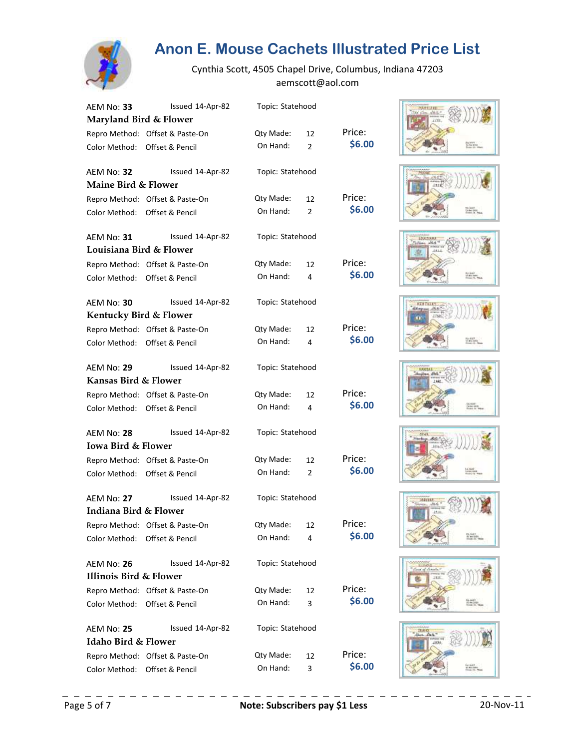# Anon E. Mouse Cachets Illustrated Price List

Cynthia Scott, 4505 Chapel Drive, Columbus, Indiana 47203
aemscott@aol.com

AEM No: **33** Issued 14-Apr-82 Topic: Statehood
**Maryland Bird & Flower**
Repro Method: Offset & Paste-On Qty Made: 12 Price:
Color Method: Offset & Pencil On Hand: 2 **$6.00**

AEM No: **32** Issued 14-Apr-82 Topic: Statehood
**Maine Bird & Flower**
Repro Method: Offset & Paste-On Qty Made: 12 Price:
Color Method: Offset & Pencil On Hand: 2 **$6.00**

AEM No: **31** Issued 14-Apr-82 Topic: Statehood
**Louisiana Bird & Flower**
Repro Method: Offset & Paste-On Qty Made: 12 Price:
Color Method: Offset & Pencil On Hand: 4 **$6.00**

AEM No: **30** Issued 14-Apr-82 Topic: Statehood
**Kentucky Bird & Flower**
Repro Method: Offset & Paste-On Qty Made: 12 Price:
Color Method: Offset & Pencil On Hand: 4 **$6.00**

AEM No: **29** Issued 14-Apr-82 Topic: Statehood
**Kansas Bird & Flower**
Repro Method: Offset & Paste-On Qty Made: 12 Price:
Color Method: Offset & Pencil On Hand: 4 **$6.00**

AEM No: **28** Issued 14-Apr-82 Topic: Statehood
**Iowa Bird & Flower**
Repro Method: Offset & Paste-On Qty Made: 12 Price:
Color Method: Offset & Pencil On Hand: 2 **$6.00**

AEM No: **27** Issued 14-Apr-82 Topic: Statehood
**Indiana Bird & Flower**
Repro Method: Offset & Paste-On Qty Made: 12 Price:
Color Method: Offset & Pencil On Hand: 4 **$6.00**

AEM No: **26** Issued 14-Apr-82 Topic: Statehood
**Illinois Bird & Flower**
Repro Method: Offset & Paste-On Qty Made: 12 Price:
Color Method: Offset & Pencil On Hand: 3 **$6.00**

AEM No: **25** Issued 14-Apr-82 Topic: Statehood
**Idaho Bird & Flower**
Repro Method: Offset & Paste-On Qty Made: 12 Price:
Color Method: Offset & Pencil On Hand: 3 **$6.00**

**Note: Subscribers pay $1 Less**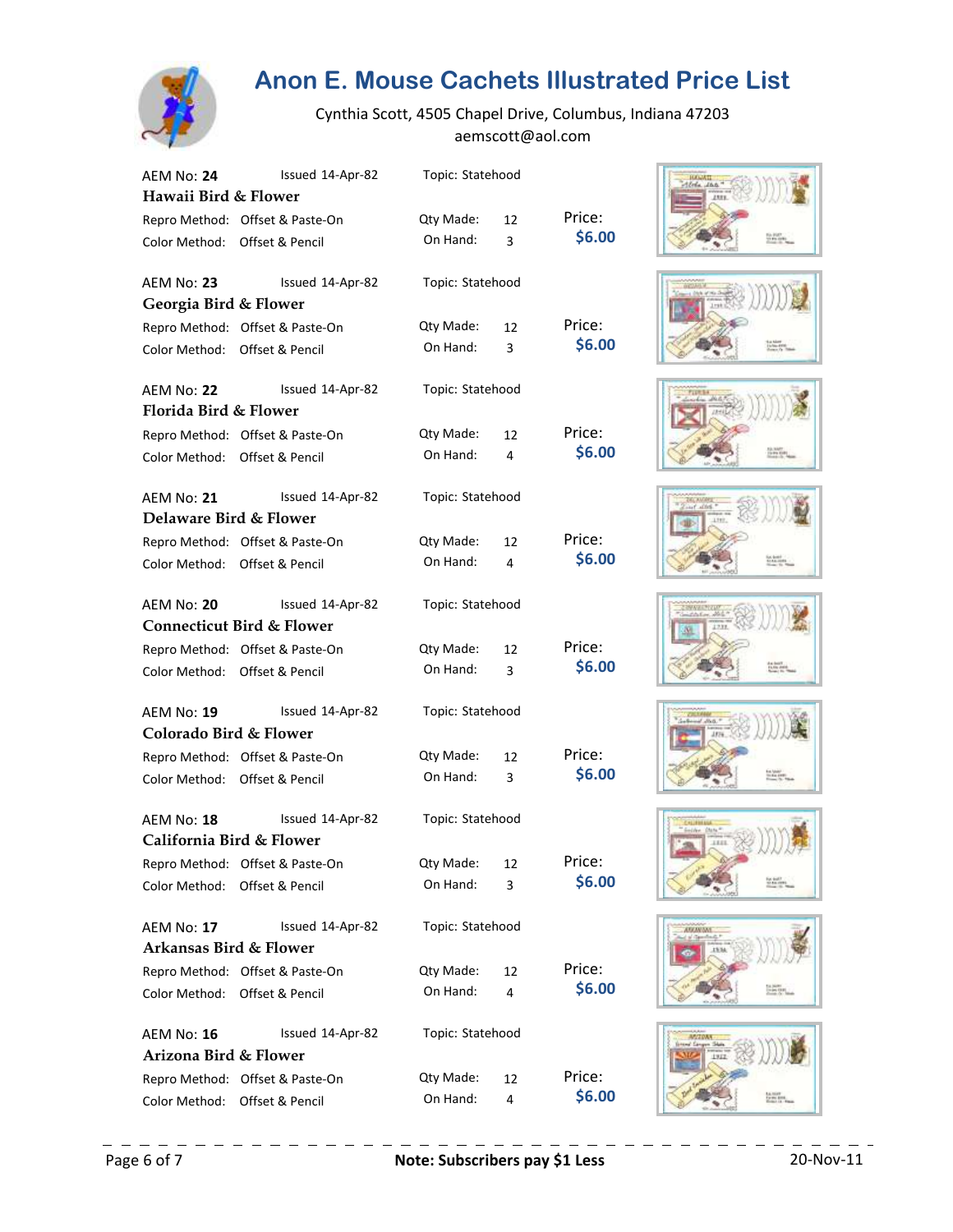# Anon E. Mouse Cachets Illustrated Price List

Cynthia Scott, 4505 Chapel Drive, Columbus, Indiana 47203
aemscott@aol.com

AEM No: **24** Issued 14-Apr-82 Topic: Statehood
**Hawaii Bird & Flower**
Repro Method: Offset & Paste-On Qty Made: 12 Price:
Color Method: Offset & Pencil On Hand: 3 **$6.00**

AEM No: **23** Issued 14-Apr-82 Topic: Statehood
**Georgia Bird & Flower**
Repro Method: Offset & Paste-On Qty Made: 12 Price:
Color Method: Offset & Pencil On Hand: 3 **$6.00**

AEM No: **22** Issued 14-Apr-82 Topic: Statehood
**Florida Bird & Flower**
Repro Method: Offset & Paste-On Qty Made: 12 Price:
Color Method: Offset & Pencil On Hand: 4 **$6.00**

AEM No: **21** Issued 14-Apr-82 Topic: Statehood
**Delaware Bird & Flower**
Repro Method: Offset & Paste-On Qty Made: 12 Price:
Color Method: Offset & Pencil On Hand: 4 **$6.00**

AEM No: **20** Issued 14-Apr-82 Topic: Statehood
**Connecticut Bird & Flower**
Repro Method: Offset & Paste-On Qty Made: 12 Price:
Color Method: Offset & Pencil On Hand: 3 **$6.00**

AEM No: **19** Issued 14-Apr-82 Topic: Statehood
**Colorado Bird & Flower**
Repro Method: Offset & Paste-On Qty Made: 12 Price:
Color Method: Offset & Pencil On Hand: 3 **$6.00**

AEM No: **18** Issued 14-Apr-82 Topic: Statehood
**California Bird & Flower**
Repro Method: Offset & Paste-On Qty Made: 12 Price:
Color Method: Offset & Pencil On Hand: 3 **$6.00**

AEM No: **17** Issued 14-Apr-82 Topic: Statehood
**Arkansas Bird & Flower**
Repro Method: Offset & Paste-On Qty Made: 12 Price:
Color Method: Offset & Pencil On Hand: 4 **$6.00**

AEM No: **16** Issued 14-Apr-82 Topic: Statehood
**Arizona Bird & Flower**
Repro Method: Offset & Paste-On Qty Made: 12 Price:
Color Method: Offset & Pencil On Hand: 4 **$6.00**

**Note: Subscribers pay $1 Less**

20-Nov-11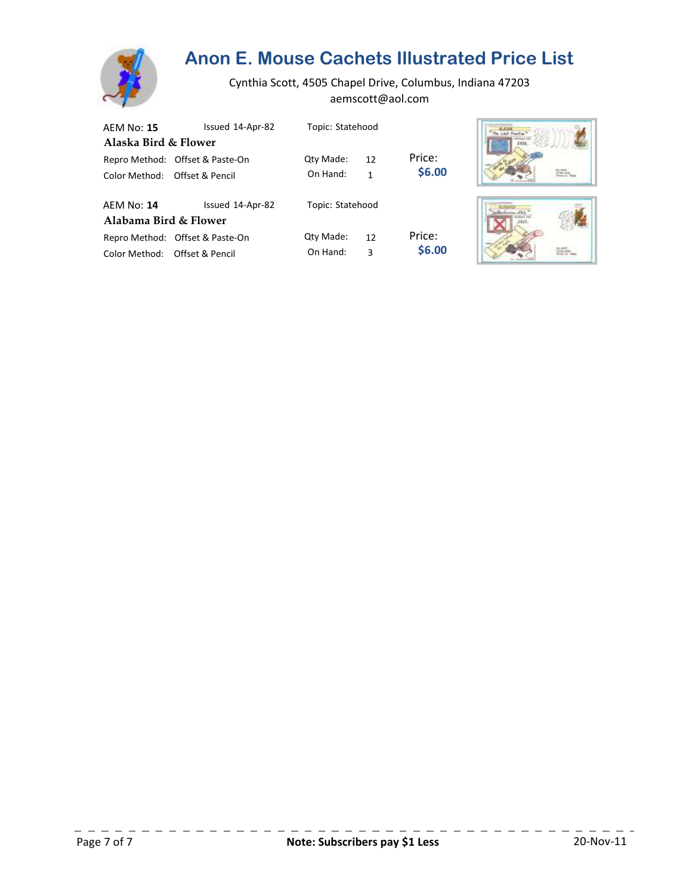# Anon E. Mouse Cachets Illustrated Price List

Cynthia Scott, 4505 Chapel Drive, Columbus, Indiana 47203
aemscott@aol.com

AEM No: **15** Issued 14-Apr-82 Topic: Statehood

**Alaska Bird & Flower**

Repro Method: Offset & Paste-On Qty Made: 12 Price:

Color Method: Offset & Pencil On Hand: 1 **$6.00**

AEM No: **14** Issued 14-Apr-82 Topic: Statehood

**Alabama Bird & Flower**

Repro Method: Offset & Paste-On Qty Made: 12 Price:

Color Method: Offset & Pencil On Hand: 3 **$6.00**

**Note: Subscribers pay $1 Less**

20-Nov-11